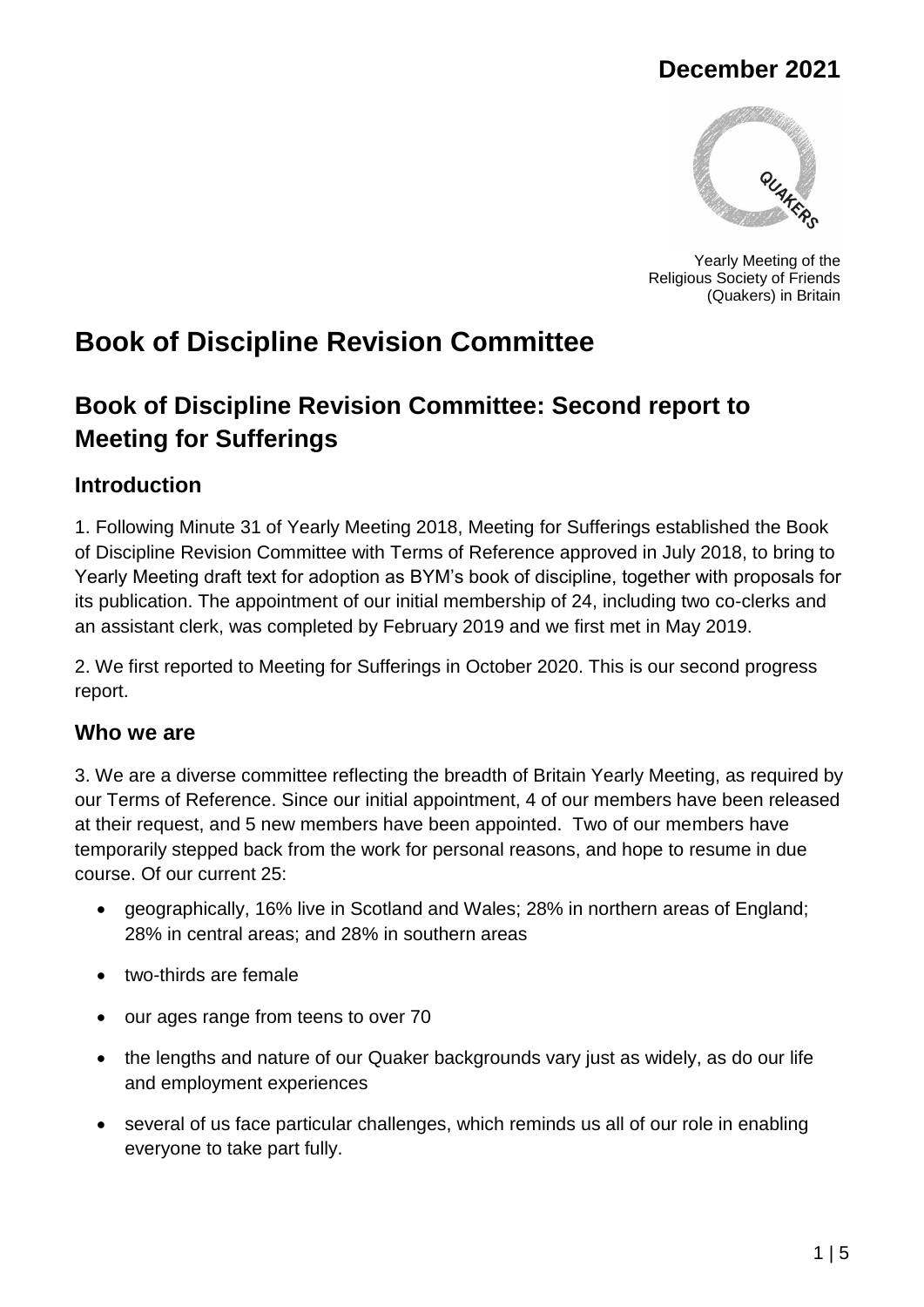December 2021

Yearly Meeting of the Religious Society of Friends (Quakers) in Britain

# Book of Discipline Revision Committee

## Book of Discipline Revision Committee: Second report to Meeting for Sufferings

### Introduction

1. Following Minute 31 of Yearly Meeting 2018, Meeting for Sufferings established the Book of Discipline Revision Committee with Terms of Reference approved in July 2018, to bring to Yearly Meeting draft text for adoption as BYM's book of discipline, together with proposals for its publication. The appointment of our initial membership of 24, including two co-clerks and an assistant clerk, was completed by February 2019 and we first met in May 2019.

2. We first reported to Meeting for Sufferings in October 2020. This is our second progress report.

### Who we are

3. We are a diverse committee reflecting the breadth of Britain Yearly Meeting, as required by our Terms of Reference. Since our initial appointment, 4 of our members have been released at their request, and 5 new members have been appointed. Two of our members have temporarily stepped back from the work for personal reasons, and hope to resume in due course. Of our current 25:

- geographically, 16% live in Scotland and Wales; 28% in northern areas of England; 28% in central areas; and 28% in southern areas
- two-thirds are female
- our ages range from teens to over 70
- the lengths and nature of our Quaker backgrounds vary just as widely, as do our life and employment experiences
- several of us face particular challenges, which reminds us all of our role in enabling everyone to take part fully.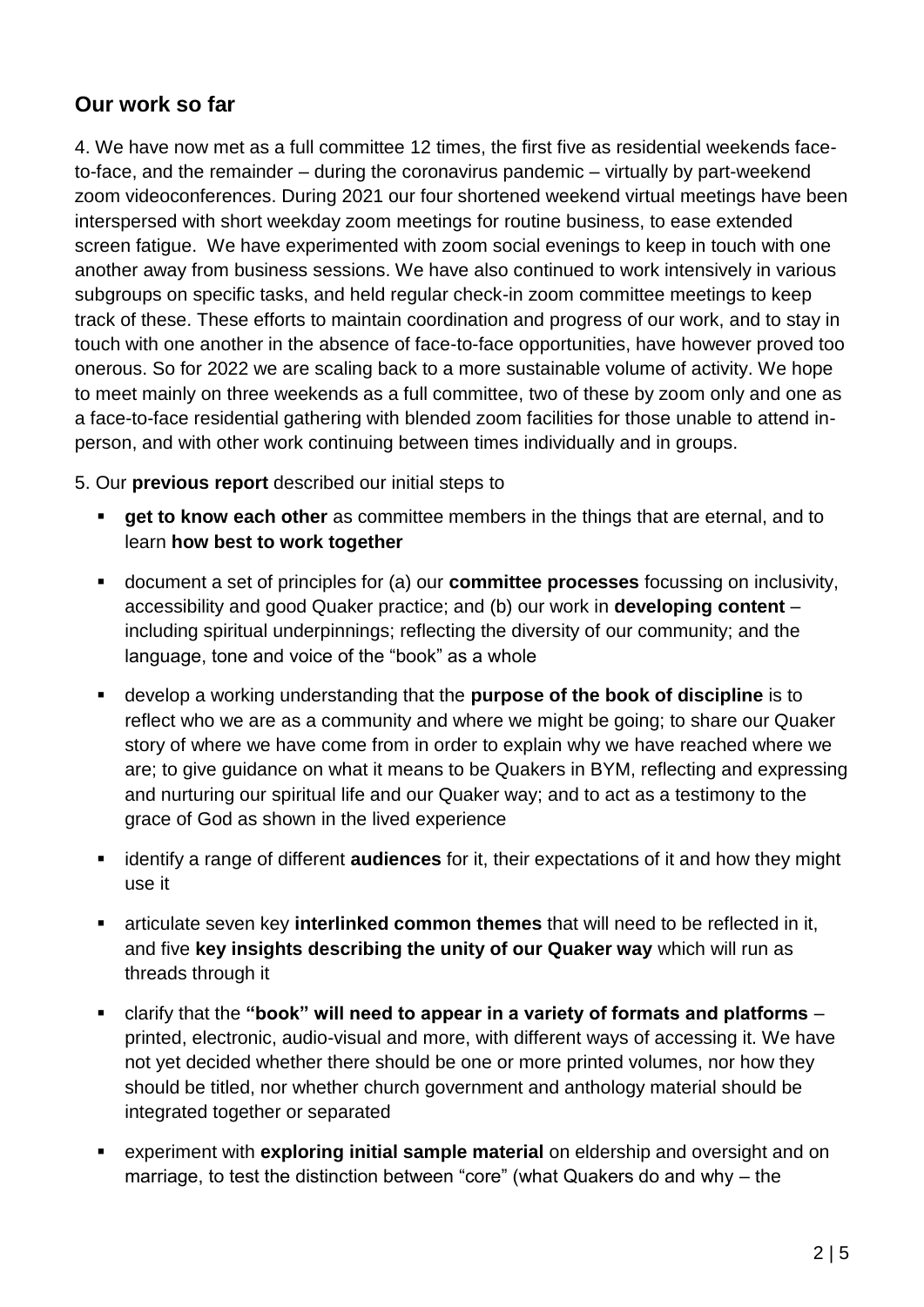## Our work so far

4. We have now met as a full committee 12 times, the first five as residential weekends face-to-face, and the remainder – during the coronavirus pandemic – virtually by part-weekend zoom videoconferences. During 2021 our four shortened weekend virtual meetings have been interspersed with short weekday zoom meetings for routine business, to ease extended screen fatigue. We have experimented with zoom social evenings to keep in touch with one another away from business sessions. We have also continued to work intensively in various subgroups on specific tasks, and held regular check-in zoom committee meetings to keep track of these. These efforts to maintain coordination and progress of our work, and to stay in touch with one another in the absence of face-to-face opportunities, have however proved too onerous. So for 2022 we are scaling back to a more sustainable volume of activity. We hope to meet mainly on three weekends as a full committee, two of these by zoom only and one as a face-to-face residential gathering with blended zoom facilities for those unable to attend in-person, and with other work continuing between times individually and in groups.

5. Our **previous report** described our initial steps to

- **get to know each other** as committee members in the things that are eternal, and to learn **how best to work together**
- document a set of principles for (a) our **committee processes** focussing on inclusivity, accessibility and good Quaker practice; and (b) our work in **developing content** – including spiritual underpinnings; reflecting the diversity of our community; and the language, tone and voice of the "book" as a whole
- develop a working understanding that the **purpose of the book of discipline** is to reflect who we are as a community and where we might be going; to share our Quaker story of where we have come from in order to explain why we have reached where we are; to give guidance on what it means to be Quakers in BYM, reflecting and expressing and nurturing our spiritual life and our Quaker way; and to act as a testimony to the grace of God as shown in the lived experience
- identify a range of different **audiences** for it, their expectations of it and how they might use it
- articulate seven key **interlinked common themes** that will need to be reflected in it, and five **key insights describing the unity of our Quaker way** which will run as threads through it
- clarify that the **"book" will need to appear in a variety of formats and platforms** – printed, electronic, audio-visual and more, with different ways of accessing it. We have not yet decided whether there should be one or more printed volumes, nor how they should be titled, nor whether church government and anthology material should be integrated together or separated
- experiment with **exploring initial sample material** on eldership and oversight and on marriage, to test the distinction between "core" (what Quakers do and why – the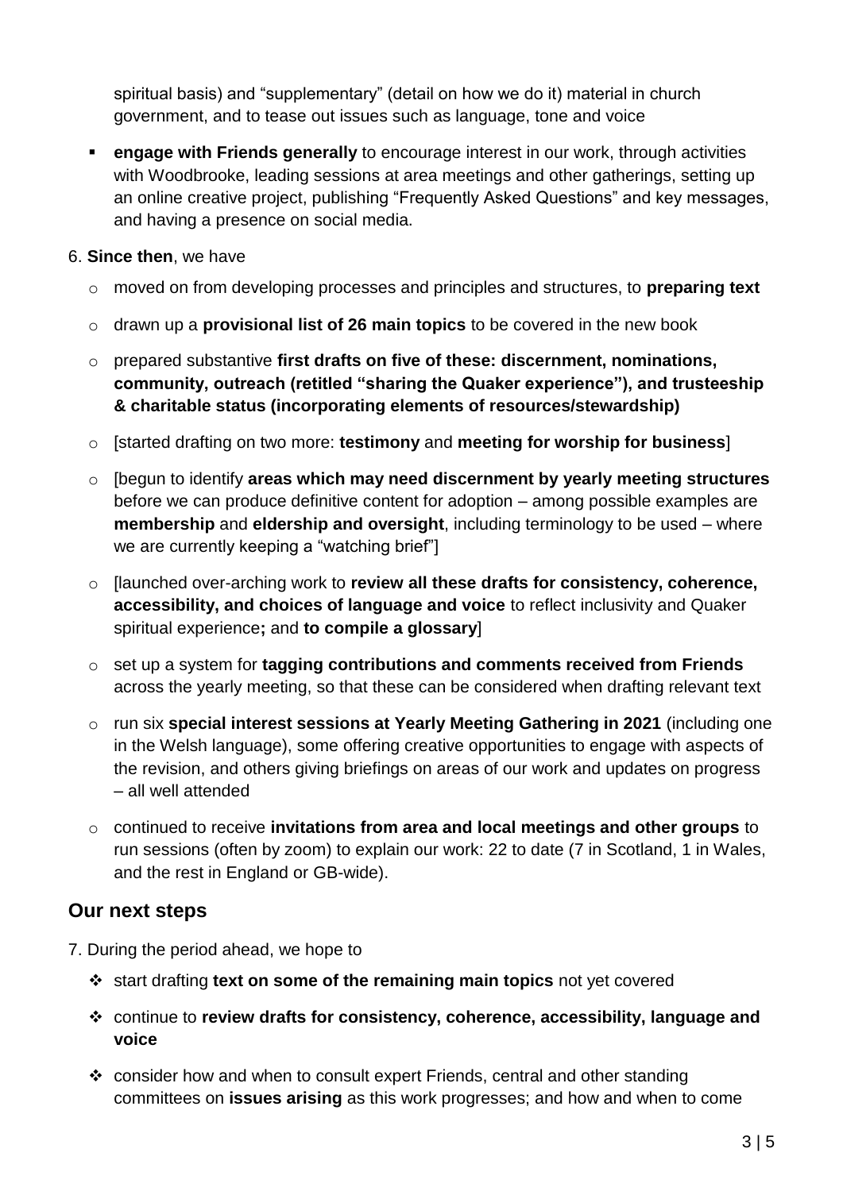spiritual basis) and "supplementary" (detail on how we do it) material in church government, and to tease out issues such as language, tone and voice

- **engage with Friends generally** to encourage interest in our work, through activities with Woodbrooke, leading sessions at area meetings and other gatherings, setting up an online creative project, publishing "Frequently Asked Questions" and key messages, and having a presence on social media.

6. **Since then**, we have

   - moved on from developing processes and principles and structures, to **preparing text**
   - drawn up a **provisional list of 26 main topics** to be covered in the new book
   - prepared substantive **first drafts on five of these: discernment, nominations, community, outreach (retitled "sharing the Quaker experience"), and trusteeship & charitable status (incorporating elements of resources/stewardship)**
   - [started drafting on two more: **testimony** and **meeting for worship for business**]
   - [begun to identify **areas which may need discernment by yearly meeting structures** before we can produce definitive content for adoption – among possible examples are **membership** and **eldership and oversight**, including terminology to be used – where we are currently keeping a "watching brief"]
   - [launched over-arching work to **review all these drafts for consistency, coherence, accessibility, and choices of language and voice** to reflect inclusivity and Quaker spiritual experience**;** and **to compile a glossary**]
   - set up a system for **tagging contributions and comments received from Friends** across the yearly meeting, so that these can be considered when drafting relevant text
   - run six **special interest sessions at Yearly Meeting Gathering in 2021** (including one in the Welsh language), some offering creative opportunities to engage with aspects of the revision, and others giving briefings on areas of our work and updates on progress – all well attended
   - continued to receive **invitations from area and local meetings and other groups** to run sessions (often by zoom) to explain our work: 22 to date (7 in Scotland, 1 in Wales, and the rest in England or GB-wide).

## Our next steps

7. During the period ahead, we hope to

   - start drafting **text on some of the remaining main topics** not yet covered
   - continue to **review drafts for consistency, coherence, accessibility, language and voice**
   - consider how and when to consult expert Friends, central and other standing committees on **issues arising** as this work progresses; and how and when to come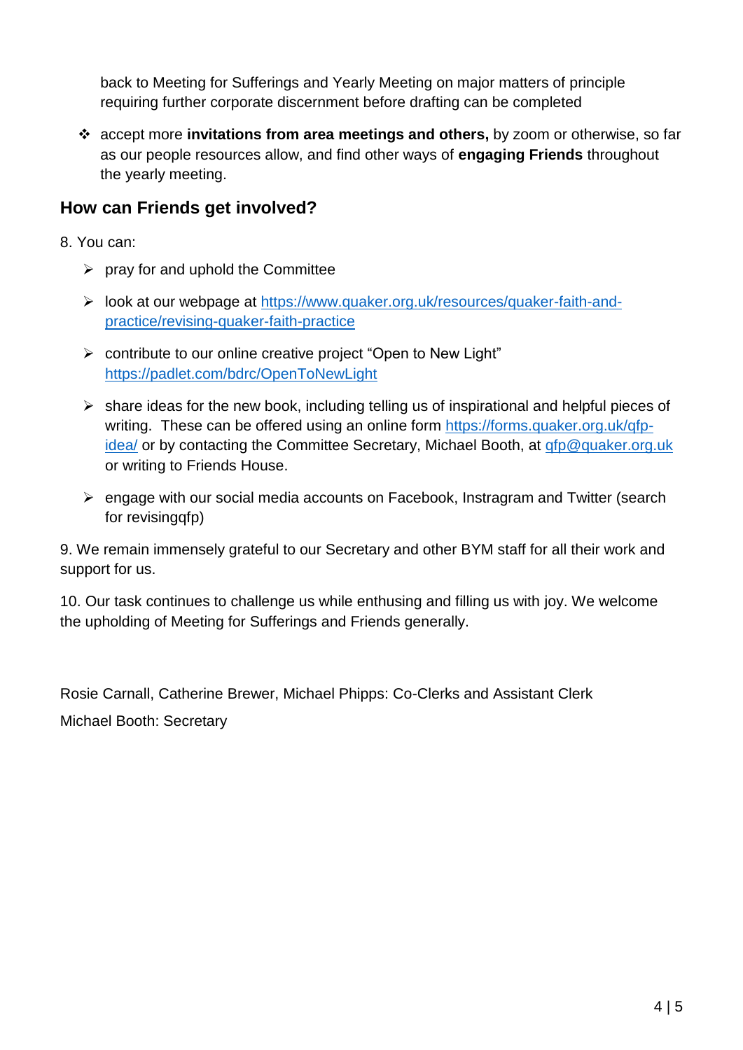back to Meeting for Sufferings and Yearly Meeting on major matters of principle requiring further corporate discernment before drafting can be completed

- accept more **invitations from area meetings and others,** by zoom or otherwise, so far as our people resources allow, and find other ways of **engaging Friends** throughout the yearly meeting.

## How can Friends get involved?

8. You can:

- pray for and uphold the Committee
- look at our webpage at https://www.quaker.org.uk/resources/quaker-faith-and-practice/revising-quaker-faith-practice
- contribute to our online creative project "Open to New Light" https://padlet.com/bdrc/OpenToNewLight
- share ideas for the new book, including telling us of inspirational and helpful pieces of writing. These can be offered using an online form https://forms.quaker.org.uk/qfp-idea/ or by contacting the Committee Secretary, Michael Booth, at qfp@quaker.org.uk or writing to Friends House.
- engage with our social media accounts on Facebook, Instragram and Twitter (search for revisingqfp)

9. We remain immensely grateful to our Secretary and other BYM staff for all their work and support for us.

10. Our task continues to challenge us while enthusing and filling us with joy. We welcome the upholding of Meeting for Sufferings and Friends generally.

Rosie Carnall, Catherine Brewer, Michael Phipps: Co-Clerks and Assistant Clerk

Michael Booth: Secretary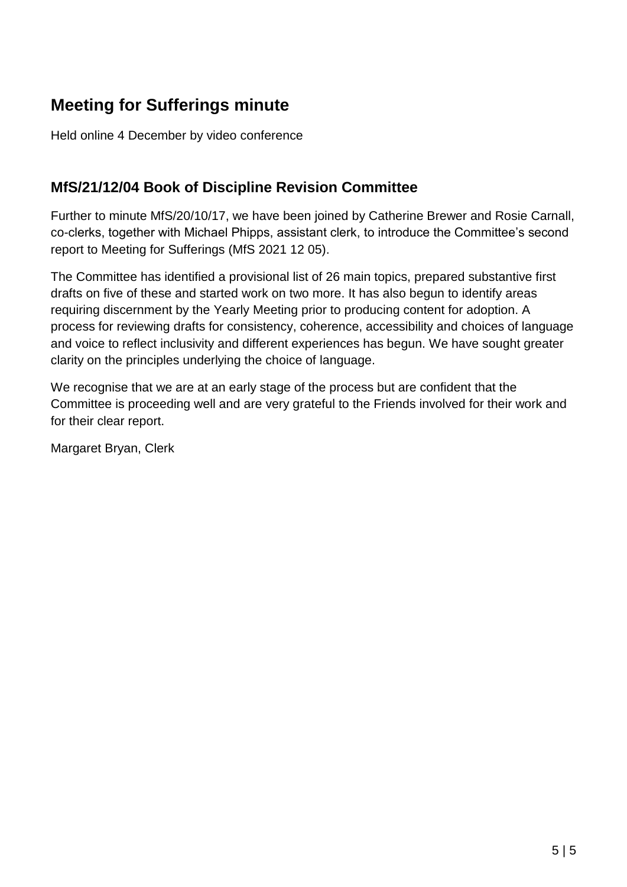## Meeting for Sufferings minute

Held online 4 December by video conference

### MfS/21/12/04 Book of Discipline Revision Committee

Further to minute MfS/20/10/17, we have been joined by Catherine Brewer and Rosie Carnall, co-clerks, together with Michael Phipps, assistant clerk, to introduce the Committee's second report to Meeting for Sufferings (MfS 2021 12 05).

The Committee has identified a provisional list of 26 main topics, prepared substantive first drafts on five of these and started work on two more. It has also begun to identify areas requiring discernment by the Yearly Meeting prior to producing content for adoption. A process for reviewing drafts for consistency, coherence, accessibility and choices of language and voice to reflect inclusivity and different experiences has begun. We have sought greater clarity on the principles underlying the choice of language.

We recognise that we are at an early stage of the process but are confident that the Committee is proceeding well and are very grateful to the Friends involved for their work and for their clear report.

Margaret Bryan, Clerk